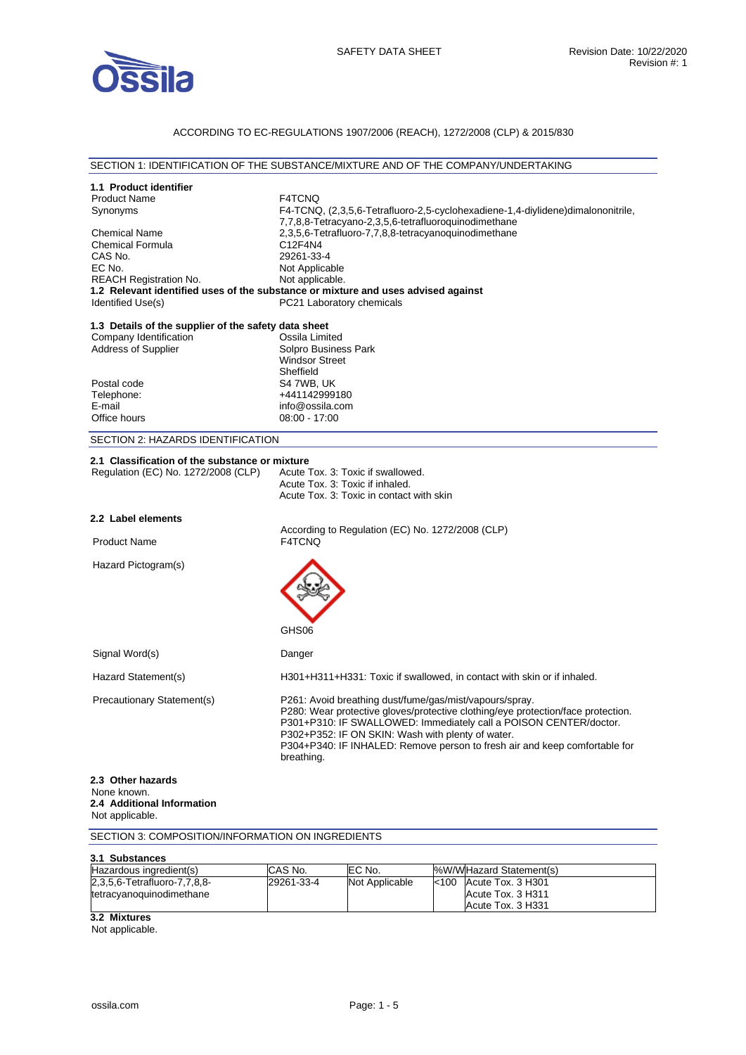SAFETY DATA SHEET

Revision Date: 10/22/2020
Revision #: 1

ACCORDING TO EC-REGULATIONS 1907/2006 (REACH), 1272/2008 (CLP) & 2015/830

## SECTION 1: IDENTIFICATION OF THE SUBSTANCE/MIXTURE AND OF THE COMPANY/UNDERTAKING

### 1.1 Product identifier

| | |
|---|---|
| Product Name | F4TCNQ |
| Synonyms | F4-TCNQ, (2,3,5,6-Tetrafluoro-2,5-cyclohexadiene-1,4-diylidene)dimalononitrile, 7,7,8,8-Tetracyano-2,3,5,6-tetrafluoroquinodimethane |
| Chemical Name | 2,3,5,6-Tetrafluoro-7,7,8,8-tetracyanoquinodimethane |
| Chemical Formula | $C_{12}F_4N_4$ |
| CAS No. | 29261-33-4 |
| EC No. | Not Applicable |
| REACH Registration No. | Not applicable. |

### 1.2 Relevant identified uses of the substance or mixture and uses advised against

| | |
|---|---|
| Identified Use(s) | PC21 Laboratory chemicals |

### 1.3 Details of the supplier of the safety data sheet

| | |
|---|---|
| Company Identification | Ossila Limited |
| Address of Supplier | Solpro Business Park<br>Windsor Street<br>Sheffield |
| Postal code | S4 7WB, UK |
| Telephone: | +441142999180 |
| E-mail | info@ossila.com |
| Office hours | 08:00 - 17:00 |

## SECTION 2: HAZARDS IDENTIFICATION

### 2.1 Classification of the substance or mixture

| | |
|---|---|
| Regulation (EC) No. 1272/2008 (CLP) | Acute Tox. 3: Toxic if swallowed.<br>Acute Tox. 3: Toxic if inhaled.<br>Acute Tox. 3: Toxic in contact with skin |

### 2.2 Label elements

According to Regulation (EC) No. 1272/2008 (CLP)

| | |
|---|---|
| Product Name | F4TCNQ |
| Hazard Pictogram(s) | GHS06 |
| Signal Word(s) | Danger |
| Hazard Statement(s) | H301+H311+H331: Toxic if swallowed, in contact with skin or if inhaled. |
| Precautionary Statement(s) | P261: Avoid breathing dust/fume/gas/mist/vapours/spray.<br>P280: Wear protective gloves/protective clothing/eye protection/face protection.<br>P301+P310: IF SWALLOWED: Immediately call a POISON CENTER/doctor.<br>P302+P352: IF ON SKIN: Wash with plenty of water.<br>P304+P340: IF INHALED: Remove person to fresh air and keep comfortable for breathing. |

### 2.3 Other hazards

None known.

### 2.4 Additional Information

Not applicable.

## SECTION 3: COMPOSITION/INFORMATION ON INGREDIENTS

### 3.1 Substances

| Hazardous ingredient(s) | CAS No. | EC No. | %W/W | Hazard Statement(s) |
|---|---|---|---|---|
| 2,3,5,6-Tetrafluoro-7,7,8,8-tetracyanoquinodimethane | 29261-33-4 | Not Applicable | <100 | Acute Tox. 3 H301<br>Acute Tox. 3 H311<br>Acute Tox. 3 H331 |

### 3.2 Mixtures

Not applicable.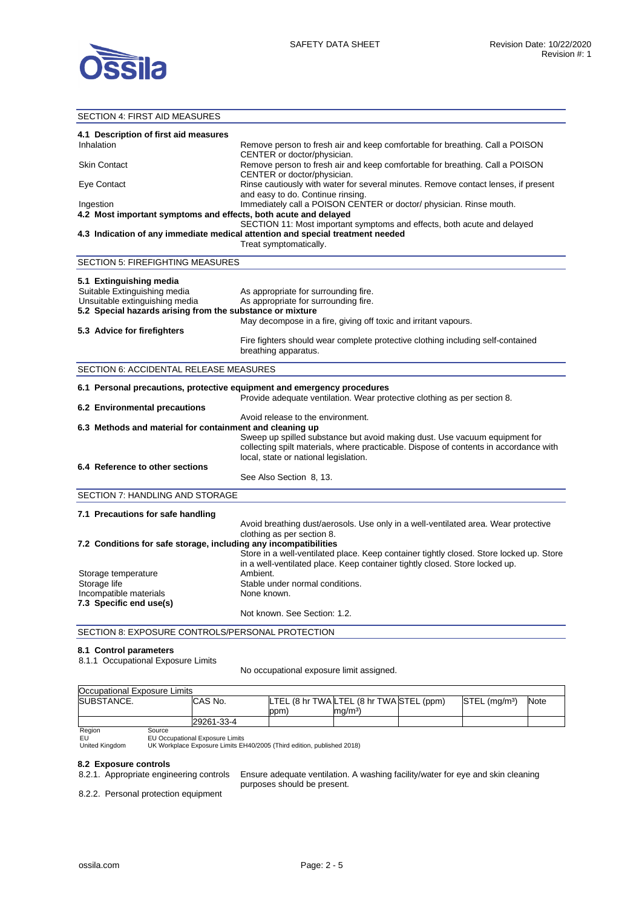## SECTION 4: FIRST AID MEASURES

### 4.1 Description of first aid measures

| | |
|---|---|
| Inhalation | Remove person to fresh air and keep comfortable for breathing. Call a POISON CENTER or doctor/physician. |
| Skin Contact | Remove person to fresh air and keep comfortable for breathing. Call a POISON CENTER or doctor/physician. |
| Eye Contact | Rinse cautiously with water for several minutes. Remove contact lenses, if present and easy to do. Continue rinsing. |
| Ingestion | Immediately call a POISON CENTER or doctor/ physician. Rinse mouth. |

### 4.2 Most important symptoms and effects, both acute and delayed

SECTION 11: Most important symptoms and effects, both acute and delayed

### 4.3 Indication of any immediate medical attention and special treatment needed

Treat symptomatically.

## SECTION 5: FIREFIGHTING MEASURES

### 5.1 Extinguishing media

| | |
|---|---|
| Suitable Extinguishing media | As appropriate for surrounding fire. |
| Unsuitable extinguishing media | As appropriate for surrounding fire. |

### 5.2 Special hazards arising from the substance or mixture

May decompose in a fire, giving off toxic and irritant vapours.

### 5.3 Advice for firefighters

Fire fighters should wear complete protective clothing including self-contained breathing apparatus.

## SECTION 6: ACCIDENTAL RELEASE MEASURES

### 6.1 Personal precautions, protective equipment and emergency procedures

Provide adequate ventilation. Wear protective clothing as per section 8.

### 6.2 Environmental precautions

Avoid release to the environment.

### 6.3 Methods and material for containment and cleaning up

Sweep up spilled substance but avoid making dust. Use vacuum equipment for collecting spilt materials, where practicable. Dispose of contents in accordance with local, state or national legislation.

### 6.4 Reference to other sections

See Also Section 8, 13.

## SECTION 7: HANDLING AND STORAGE

### 7.1 Precautions for safe handling

Avoid breathing dust/aerosols. Use only in a well-ventilated area. Wear protective clothing as per section 8.

### 7.2 Conditions for safe storage, including any incompatibilities

Store in a well-ventilated place. Keep container tightly closed. Store locked up. Store in a well-ventilated place. Keep container tightly closed. Store locked up.

| | |
|---|---|
| Storage temperature | Ambient. |
| Storage life | Stable under normal conditions. |
| Incompatible materials | None known. |

### 7.3 Specific end use(s)

Not known. See Section: 1.2.

## SECTION 8: EXPOSURE CONTROLS/PERSONAL PROTECTION

### 8.1 Control parameters

8.1.1 Occupational Exposure Limits

No occupational exposure limit assigned.

Occupational Exposure Limits

| SUBSTANCE. | CAS No. | LTEL (8 hr TWA ppm) | LTEL (8 hr TWA mg/m³) | STEL (ppm) | STEL (mg/m³) | Note |
|---|---|---|---|---|---|---|
| | 29261-33-4 | | | | | |

| Region | Source |
|---|---|
| EU | EU Occupational Exposure Limits |
| United Kingdom | UK Workplace Exposure Limits EH40/2005 (Third edition, published 2018) |

### 8.2 Exposure controls

8.2.1. Appropriate engineering controls — Ensure adequate ventilation. A washing facility/water for eye and skin cleaning purposes should be present.

8.2.2. Personal protection equipment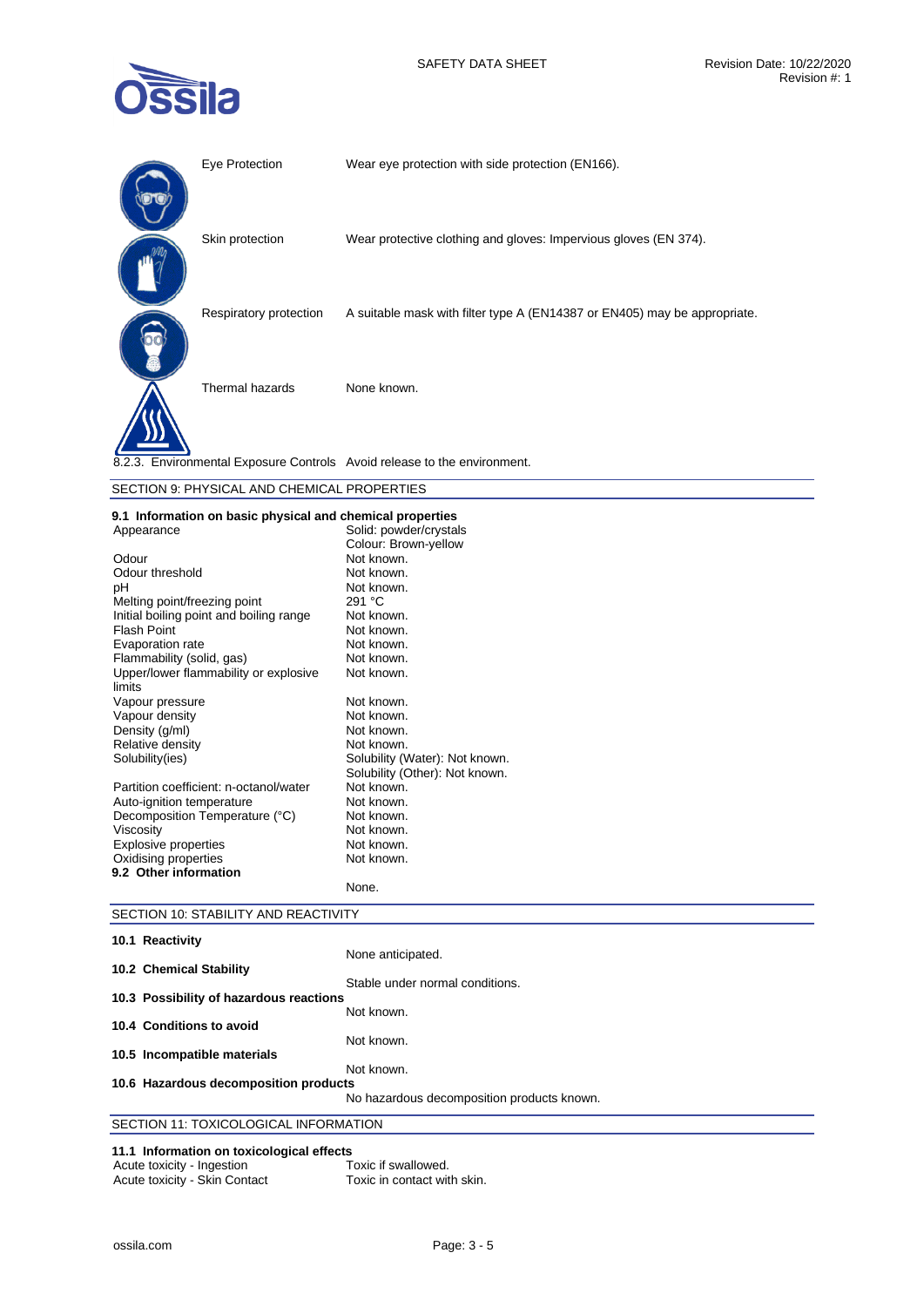| | |
|---|---|
| Eye Protection | Wear eye protection with side protection (EN166). |
| Skin protection | Wear protective clothing and gloves: Impervious gloves (EN 374). |
| Respiratory protection | A suitable mask with filter type A (EN14387 or EN405) may be appropriate. |
| Thermal hazards | None known. |

8.2.3. Environmental Exposure Controls Avoid release to the environment.

## SECTION 9: PHYSICAL AND CHEMICAL PROPERTIES

### 9.1 Information on basic physical and chemical properties

| | |
|---|---|
| Appearance | Solid: powder/crystals<br>Colour: Brown-yellow |
| Odour | Not known. |
| Odour threshold | Not known. |
| pH | Not known. |
| Melting point/freezing point | 291 °C |
| Initial boiling point and boiling range | Not known. |
| Flash Point | Not known. |
| Evaporation rate | Not known. |
| Flammability (solid, gas) | Not known. |
| Upper/lower flammability or explosive limits | Not known. |
| Vapour pressure | Not known. |
| Vapour density | Not known. |
| Density (g/ml) | Not known. |
| Relative density | Not known. |
| Solubility(ies) | Solubility (Water): Not known.<br>Solubility (Other): Not known. |
| Partition coefficient: n-octanol/water | Not known. |
| Auto-ignition temperature | Not known. |
| Decomposition Temperature (°C) | Not known. |
| Viscosity | Not known. |
| Explosive properties | Not known. |
| Oxidising properties | Not known. |

### 9.2 Other information

None.

## SECTION 10: STABILITY AND REACTIVITY

**10.1 Reactivity**

None anticipated.

**10.2 Chemical Stability**

Stable under normal conditions.

**10.3 Possibility of hazardous reactions**

Not known.

**10.4 Conditions to avoid**

Not known.

**10.5 Incompatible materials**

Not known.

**10.6 Hazardous decomposition products**

No hazardous decomposition products known.

## SECTION 11: TOXICOLOGICAL INFORMATION

### 11.1 Information on toxicological effects

| | |
|---|---|
| Acute toxicity - Ingestion | Toxic if swallowed. |
| Acute toxicity - Skin Contact | Toxic in contact with skin. |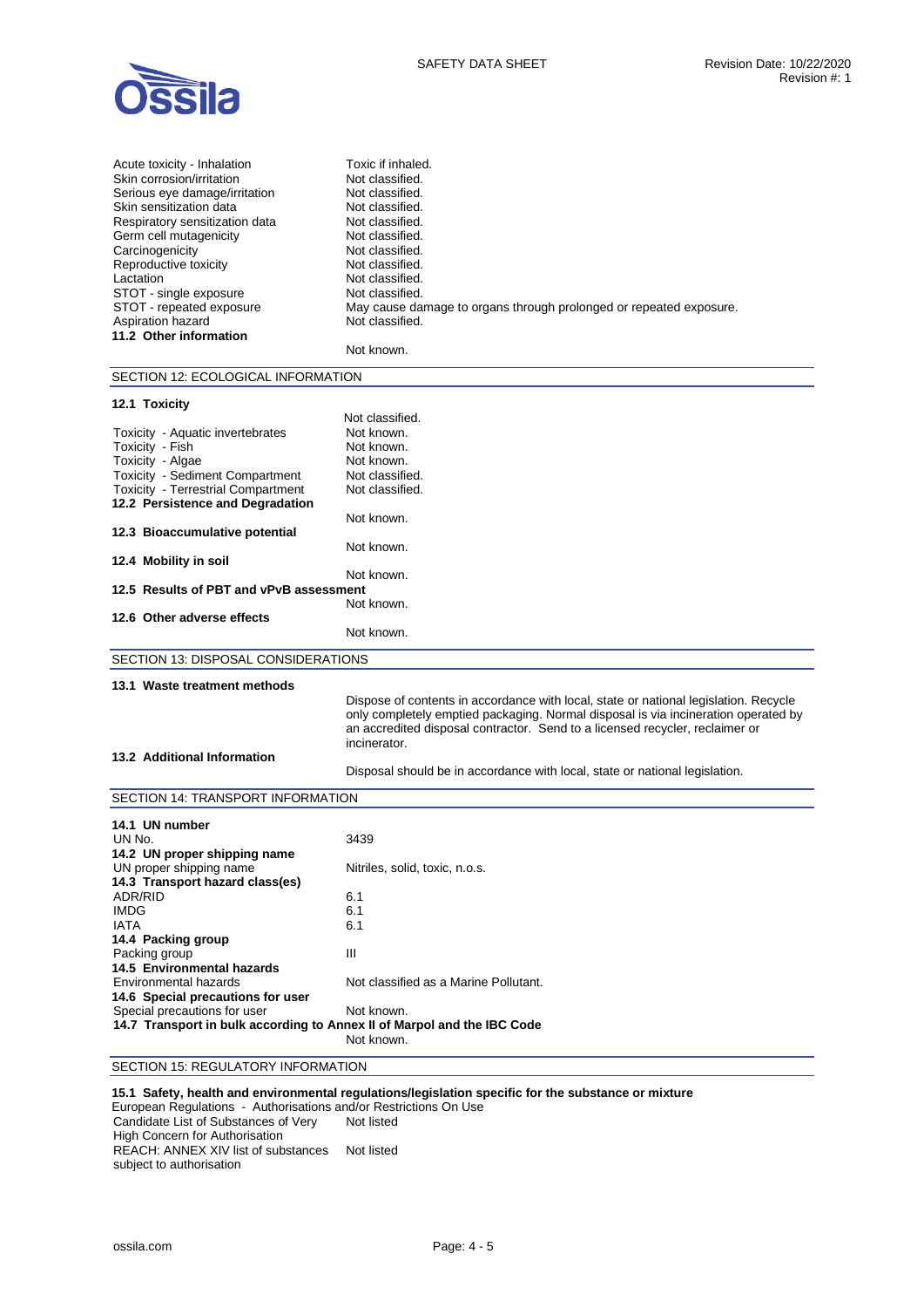| | |
|---|---|
| Acute toxicity - Inhalation | Toxic if inhaled. |
| Skin corrosion/irritation | Not classified. |
| Serious eye damage/irritation | Not classified. |
| Skin sensitization data | Not classified. |
| Respiratory sensitization data | Not classified. |
| Germ cell mutagenicity | Not classified. |
| Carcinogenicity | Not classified. |
| Reproductive toxicity | Not classified. |
| Lactation | Not classified. |
| STOT - single exposure | Not classified. |
| STOT - repeated exposure | May cause damage to organs through prolonged or repeated exposure. |
| Aspiration hazard | Not classified. |

**11.2 Other information**

Not known.

## SECTION 12: ECOLOGICAL INFORMATION

**12.1 Toxicity**

Not classified.

| | |
|---|---|
| Toxicity - Aquatic invertebrates | Not known. |
| Toxicity - Fish | Not known. |
| Toxicity - Algae | Not known. |
| Toxicity - Sediment Compartment | Not classified. |
| Toxicity - Terrestrial Compartment | Not classified. |

**12.2 Persistence and Degradation**

Not known.

**12.3 Bioaccumulative potential**

Not known.

**12.4 Mobility in soil**

Not known.

**12.5 Results of PBT and vPvB assessment**

Not known.

**12.6 Other adverse effects**

Not known.

## SECTION 13: DISPOSAL CONSIDERATIONS

**13.1 Waste treatment methods**

Dispose of contents in accordance with local, state or national legislation. Recycle only completely emptied packaging. Normal disposal is via incineration operated by an accredited disposal contractor. Send to a licensed recycler, reclaimer or incinerator.

**13.2 Additional Information**

Disposal should be in accordance with local, state or national legislation.

## SECTION 14: TRANSPORT INFORMATION

**14.1 UN number**

| | |
|---|---|
| UN No. | 3439 |

**14.2 UN proper shipping name**

| | |
|---|---|
| UN proper shipping name | Nitriles, solid, toxic, n.o.s. |

**14.3 Transport hazard class(es)**

| | |
|---|---|
| ADR/RID | 6.1 |
| IMDG | 6.1 |
| IATA | 6.1 |

**14.4 Packing group**

| | |
|---|---|
| Packing group | III |

**14.5 Environmental hazards**

| | |
|---|---|
| Environmental hazards | Not classified as a Marine Pollutant. |

**14.6 Special precautions for user**

| | |
|---|---|
| Special precautions for user | Not known. |

**14.7 Transport in bulk according to Annex II of Marpol and the IBC Code**

Not known.

## SECTION 15: REGULATORY INFORMATION

**15.1 Safety, health and environmental regulations/legislation specific for the substance or mixture**

European Regulations - Authorisations and/or Restrictions On Use

| | |
|---|---|
| Candidate List of Substances of Very High Concern for Authorisation | Not listed |
| REACH: ANNEX XIV list of substances subject to authorisation | Not listed |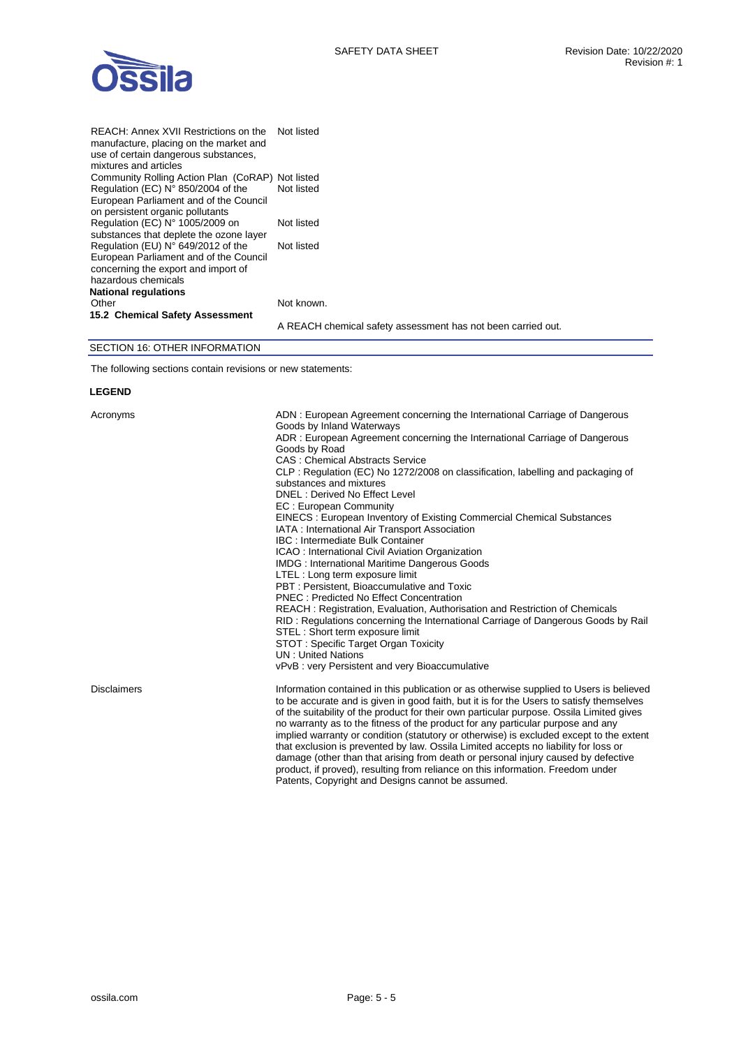| | |
|---|---|
| REACH: Annex XVII Restrictions on the manufacture, placing on the market and use of certain dangerous substances, mixtures and articles | Not listed |
| Community Rolling Action Plan (CoRAP) | Not listed |
| Regulation (EC) N° 850/2004 of the European Parliament and of the Council on persistent organic pollutants | Not listed |
| Regulation (EC) N° 1005/2009 on substances that deplete the ozone layer | Not listed |
| Regulation (EU) N° 649/2012 of the European Parliament and of the Council concerning the export and import of hazardous chemicals | Not listed |

**National regulations**

| | |
|---|---|
| Other | Not known. |

**15.2 Chemical Safety Assessment**

A REACH chemical safety assessment has not been carried out.

## SECTION 16: OTHER INFORMATION

The following sections contain revisions or new statements:

**LEGEND**

Acronyms

- ADN : European Agreement concerning the International Carriage of Dangerous Goods by Inland Waterways
- ADR : European Agreement concerning the International Carriage of Dangerous Goods by Road
- CAS : Chemical Abstracts Service
- CLP : Regulation (EC) No 1272/2008 on classification, labelling and packaging of substances and mixtures
- DNEL : Derived No Effect Level
- EC : European Community
- EINECS : European Inventory of Existing Commercial Chemical Substances
- IATA : International Air Transport Association
- IBC : Intermediate Bulk Container
- ICAO : International Civil Aviation Organization
- IMDG : International Maritime Dangerous Goods
- LTEL : Long term exposure limit
- PBT : Persistent, Bioaccumulative and Toxic
- PNEC : Predicted No Effect Concentration
- REACH : Registration, Evaluation, Authorisation and Restriction of Chemicals
- RID : Regulations concerning the International Carriage of Dangerous Goods by Rail
- STEL : Short term exposure limit
- STOT : Specific Target Organ Toxicity
- UN : United Nations
- vPvB : very Persistent and very Bioaccumulative

Disclaimers

Information contained in this publication or as otherwise supplied to Users is believed to be accurate and is given in good faith, but it is for the Users to satisfy themselves of the suitability of the product for their own particular purpose. Ossila Limited gives no warranty as to the fitness of the product for any particular purpose and any implied warranty or condition (statutory or otherwise) is excluded except to the extent that exclusion is prevented by law. Ossila Limited accepts no liability for loss or damage (other than that arising from death or personal injury caused by defective product, if proved), resulting from reliance on this information. Freedom under Patents, Copyright and Designs cannot be assumed.